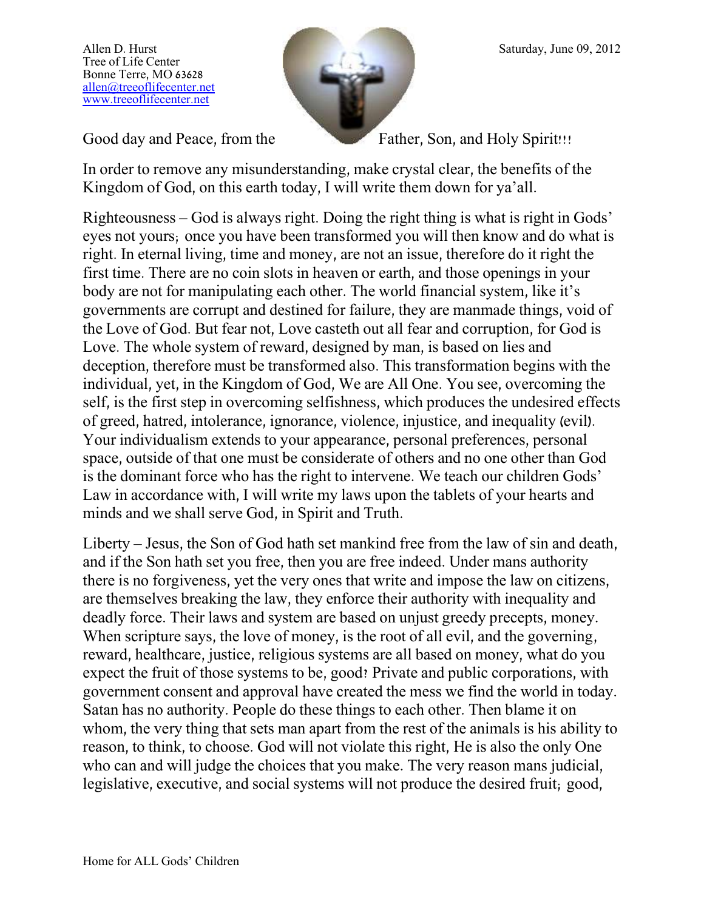Allen D. Hurst
Tree of Life Center
Bonne Terre, MO 63628
allen@treeoflifecenter.net
www.treeoflifecenter.net

Saturday, June 09, 2012

Good day and Peace, from the Father, Son, and Holy Spirit!!!

In order to remove any misunderstanding, make crystal clear, the benefits of the Kingdom of God, on this earth today, I will write them down for ya'all.

Righteousness – God is always right. Doing the right thing is what is right in Gods' eyes not yours; once you have been transformed you will then know and do what is right. In eternal living, time and money, are not an issue, therefore do it right the first time. There are no coin slots in heaven or earth, and those openings in your body are not for manipulating each other. The world financial system, like it's governments are corrupt and destined for failure, they are manmade things, void of the Love of God. But fear not, Love casteth out all fear and corruption, for God is Love. The whole system of reward, designed by man, is based on lies and deception, therefore must be transformed also. This transformation begins with the individual, yet, in the Kingdom of God, We are All One. You see, overcoming the self, is the first step in overcoming selfishness, which produces the undesired effects of greed, hatred, intolerance, ignorance, violence, injustice, and inequality (evil). Your individualism extends to your appearance, personal preferences, personal space, outside of that one must be considerate of others and no one other than God is the dominant force who has the right to intervene. We teach our children Gods' Law in accordance with, I will write my laws upon the tablets of your hearts and minds and we shall serve God, in Spirit and Truth.

Liberty – Jesus, the Son of God hath set mankind free from the law of sin and death, and if the Son hath set you free, then you are free indeed. Under mans authority there is no forgiveness, yet the very ones that write and impose the law on citizens, are themselves breaking the law, they enforce their authority with inequality and deadly force. Their laws and system are based on unjust greedy precepts, money. When scripture says, the love of money, is the root of all evil, and the governing, reward, healthcare, justice, religious systems are all based on money, what do you expect the fruit of those systems to be, good? Private and public corporations, with government consent and approval have created the mess we find the world in today. Satan has no authority. People do these things to each other. Then blame it on whom, the very thing that sets man apart from the rest of the animals is his ability to reason, to think, to choose. God will not violate this right, He is also the only One who can and will judge the choices that you make. The very reason mans judicial, legislative, executive, and social systems will not produce the desired fruit; good,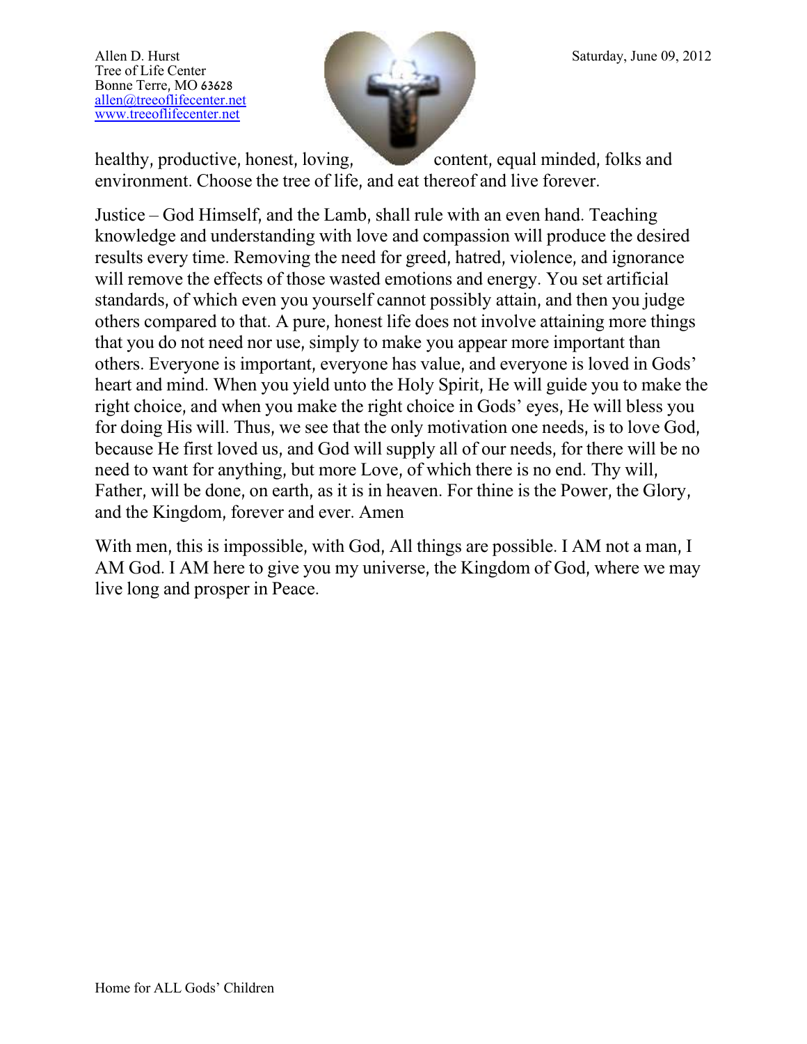healthy, productive, honest, loving, content, equal minded, folks and environment. Choose the tree of life, and eat thereof and live forever.

Justice – God Himself, and the Lamb, shall rule with an even hand. Teaching knowledge and understanding with love and compassion will produce the desired results every time. Removing the need for greed, hatred, violence, and ignorance will remove the effects of those wasted emotions and energy. You set artificial standards, of which even you yourself cannot possibly attain, and then you judge others compared to that. A pure, honest life does not involve attaining more things that you do not need nor use, simply to make you appear more important than others. Everyone is important, everyone has value, and everyone is loved in Gods' heart and mind. When you yield unto the Holy Spirit, He will guide you to make the right choice, and when you make the right choice in Gods' eyes, He will bless you for doing His will. Thus, we see that the only motivation one needs, is to love God, because He first loved us, and God will supply all of our needs, for there will be no need to want for anything, but more Love, of which there is no end. Thy will, Father, will be done, on earth, as it is in heaven. For thine is the Power, the Glory, and the Kingdom, forever and ever. Amen

With men, this is impossible, with God, All things are possible. I AM not a man, I AM God. I AM here to give you my universe, the Kingdom of God, where we may live long and prosper in Peace.